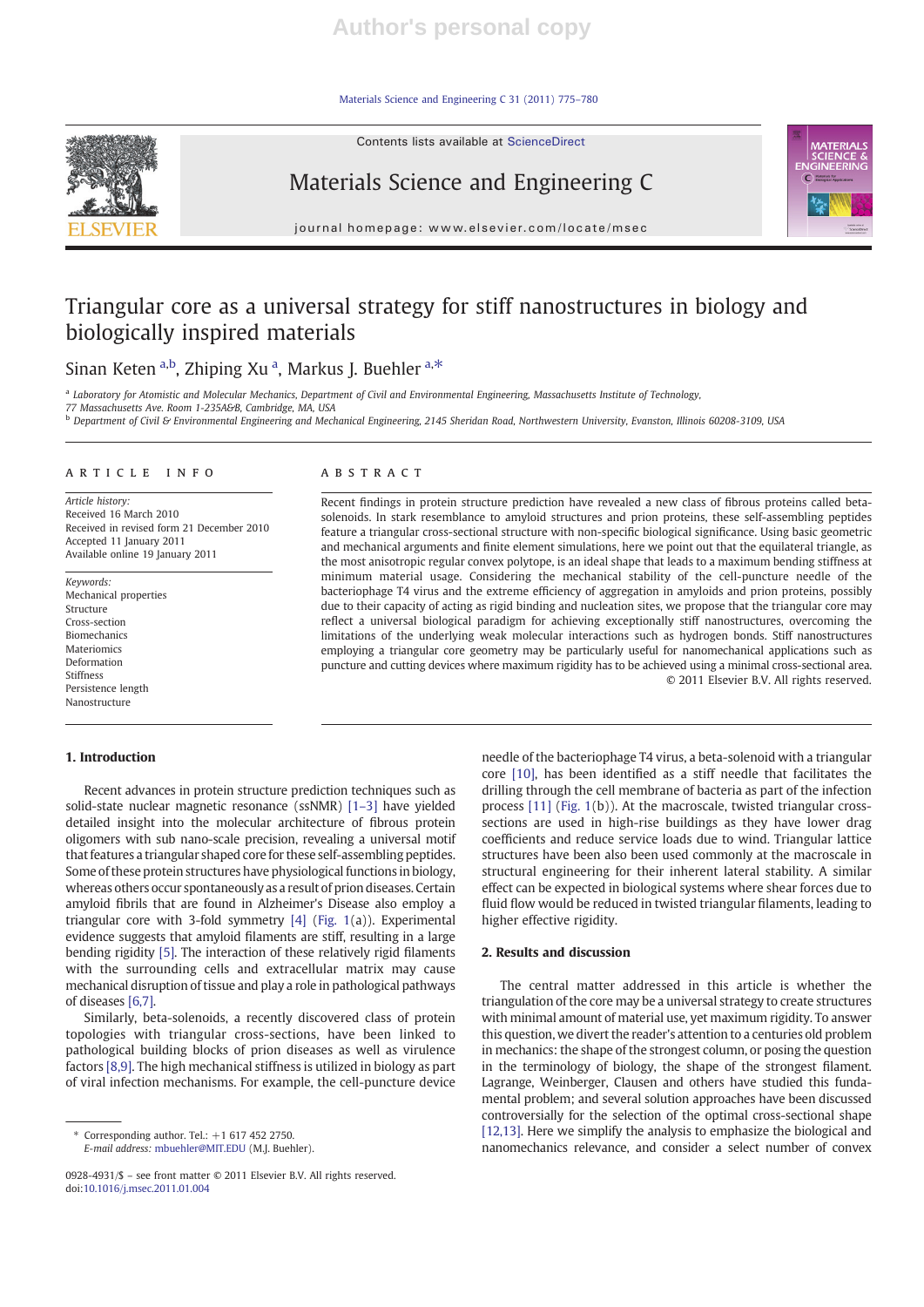# Triangular core as a universal strategy for stiff nanostructures in biology and biologically inspired materials

Sinan Keten [a,b], Zhiping Xu [a], Markus J. Buehler [a,*]

[a] Laboratory for Atomistic and Molecular Mechanics, Department of Civil and Environmental Engineering, Massachusetts Institute of Technology, 77 Massachusetts Ave. Room 1-235A&B, Cambridge, MA, USA

[b] Department of Civil & Environmental Engineering and Mechanical Engineering, 2145 Sheridan Road, Northwestern University, Evanston, Illinois 60208-3109, USA

## ARTICLE INFO

*Article history:*
Received 16 March 2010
Received in revised form 21 December 2010
Accepted 11 January 2011
Available online 19 January 2011

*Keywords:*
Mechanical properties
Structure
Cross-section
Biomechanics
Materiomics
Deformation
Stiffness
Persistence length
Nanostructure

## ABSTRACT

Recent findings in protein structure prediction have revealed a new class of fibrous proteins called beta-solenoids. In stark resemblance to amyloid structures and prion proteins, these self-assembling peptides feature a triangular cross-sectional structure with non-specific biological significance. Using basic geometric and mechanical arguments and finite element simulations, here we point out that the equilateral triangle, as the most anisotropic regular convex polytope, is an ideal shape that leads to a maximum bending stiffness at minimum material usage. Considering the mechanical stability of the cell-puncture needle of the bacteriophage T4 virus and the extreme efficiency of aggregation in amyloids and prion proteins, possibly due to their capacity of acting as rigid binding and nucleation sites, we propose that the triangular core may reflect a universal biological paradigm for achieving exceptionally stiff nanostructures, overcoming the limitations of the underlying weak molecular interactions such as hydrogen bonds. Stiff nanostructures employing a triangular core geometry may be particularly useful for nanomechanical applications such as puncture and cutting devices where maximum rigidity has to be achieved using a minimal cross-sectional area.

© 2011 Elsevier B.V. All rights reserved.

## 1. Introduction

Recent advances in protein structure prediction techniques such as solid-state nuclear magnetic resonance (ssNMR) [1–3] have yielded detailed insight into the molecular architecture of fibrous protein oligomers with sub nano-scale precision, revealing a universal motif that features a triangular shaped core for these self-assembling peptides. Some of these protein structures have physiological functions in biology, whereas others occur spontaneously as a result of prion diseases. Certain amyloid fibrils that are found in Alzheimer's Disease also employ a triangular core with 3-fold symmetry [4] (Fig. 1(a)). Experimental evidence suggests that amyloid filaments are stiff, resulting in a large bending rigidity [5]. The interaction of these relatively rigid filaments with the surrounding cells and extracellular matrix may cause mechanical disruption of tissue and play a role in pathological pathways of diseases [6,7].

Similarly, beta-solenoids, a recently discovered class of protein topologies with triangular cross-sections, have been linked to pathological building blocks of prion diseases as well as virulence factors [8,9]. The high mechanical stiffness is utilized in biology as part of viral infection mechanisms. For example, the cell-puncture device needle of the bacteriophage T4 virus, a beta-solenoid with a triangular core [10], has been identified as a stiff needle that facilitates the drilling through the cell membrane of bacteria as part of the infection process [11] (Fig. 1(b)). At the macroscale, twisted triangular cross-sections are used in high-rise buildings as they have lower drag coefficients and reduce service loads due to wind. Triangular lattice structures have been also been used commonly at the macroscale in structural engineering for their inherent lateral stability. A similar effect can be expected in biological systems where shear forces due to fluid flow would be reduced in twisted triangular filaments, leading to higher effective rigidity.

## 2. Results and discussion

The central matter addressed in this article is whether the triangulation of the core may be a universal strategy to create structures with minimal amount of material use, yet maximum rigidity. To answer this question, we divert the reader's attention to a centuries old problem in mechanics: the shape of the strongest column, or posing the question in the terminology of biology, the shape of the strongest filament. Lagrange, Weinberger, Clausen and others have studied this fundamental problem; and several solution approaches have been discussed controversially for the selection of the optimal cross-sectional shape [12,13]. Here we simplify the analysis to emphasize the biological and nanomechanics relevance, and consider a select number of convex

* Corresponding author. Tel.: +1 617 452 2750.
E-mail address: mbuehler@MIT.EDU (M.J. Buehler).

0928-4931/$ – see front matter © 2011 Elsevier B.V. All rights reserved.
doi:10.1016/j.msec.2011.01.004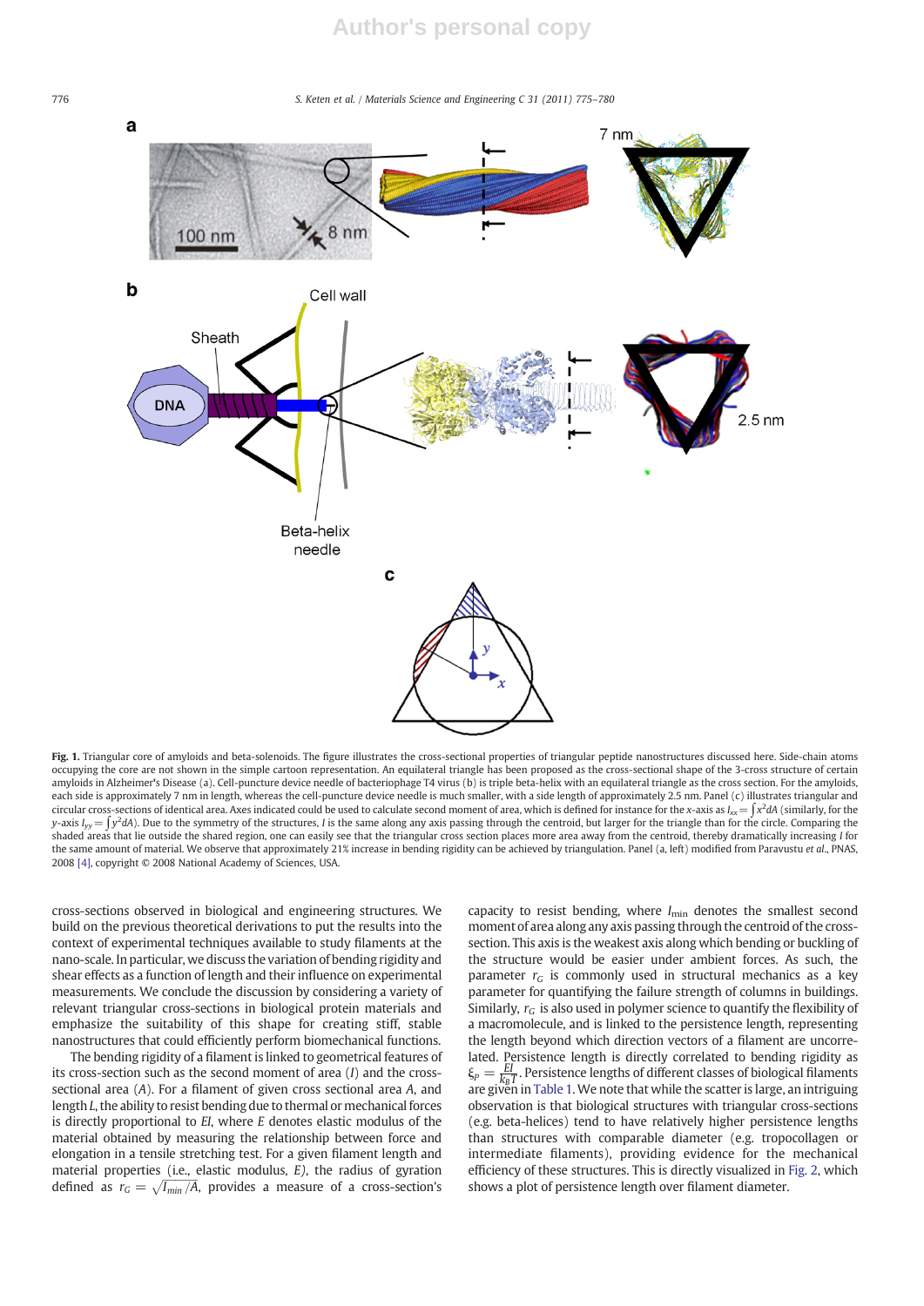**Fig. 1.** Triangular core of amyloids and beta-solenoids. The figure illustrates the cross-sectional properties of triangular peptide nanostructures discussed here. Side-chain atoms occupying the core are not shown in the simple cartoon representation. An equilateral triangle has been proposed as the cross-sectional shape of the 3-cross structure of certain amyloids in Alzheimer's Disease (a). Cell-puncture device needle of bacteriophage T4 virus (b) is triple beta-helix with an equilateral triangle as the cross section. For the amyloids, each side is approximately 7 nm in length, whereas the cell-puncture device needle is much smaller, with a side length of approximately 2.5 nm. Panel (c) illustrates triangular and circular cross-sections of identical area. Axes indicated could be used to calculate second moment of area, which is defined for instance for the x-axis as $I_{xx} = \int x^2 dA$ (similarly, for the y-axis $I_{yy} = \int y^2 dA$). Due to the symmetry of the structures, $I$ is the same along any axis passing through the centroid, but larger for the triangle than for the circle. Comparing the shaded areas that lie outside the shared region, one can easily see that the triangular cross section places more area away from the centroid, thereby dramatically increasing $I$ for the same amount of material. We observe that approximately 21% increase in bending rigidity can be achieved by triangulation. Panel (a, left) modified from Paravastu *et al*., PNAS, 2008 [4], copyright © 2008 National Academy of Sciences, USA.

cross-sections observed in biological and engineering structures. We build on the previous theoretical derivations to put the results into the context of experimental techniques available to study filaments at the nano-scale. In particular, we discuss the variation of bending rigidity and shear effects as a function of length and their influence on experimental measurements. We conclude the discussion by considering a variety of relevant triangular cross-sections in biological protein materials and emphasize the suitability of this shape for creating stiff, stable nanostructures that could efficiently perform biomechanical functions.

The bending rigidity of a filament is linked to geometrical features of its cross-section such as the second moment of area ($I$) and the cross-sectional area ($A$). For a filament of given cross sectional area $A$, and length $L$, the ability to resist bending due to thermal or mechanical forces is directly proportional to $EI$, where $E$ denotes elastic modulus of the material obtained by measuring the relationship between force and elongation in a tensile stretching test. For a given filament length and material properties (i.e., elastic modulus, $E$), the radius of gyration defined as $r_G = \sqrt{I_{min}/A}$, provides a measure of a cross-section's capacity to resist bending, where $I_{min}$ denotes the smallest second moment of area along any axis passing through the centroid of the cross-section. This axis is the weakest axis along which bending or buckling of the structure would be easier under ambient forces. As such, the parameter $r_G$ is commonly used in structural mechanics as a key parameter for quantifying the failure strength of columns in buildings. Similarly, $r_G$ is also used in polymer science to quantify the flexibility of a macromolecule, and is linked to the persistence length, representing the length beyond which direction vectors of a filament are uncorrelated. Persistence length is directly correlated to bending rigidity as $\xi_p = \frac{EI}{k_B T}$. Persistence lengths of different classes of biological filaments are given in Table 1. We note that while the scatter is large, an intriguing observation is that biological structures with triangular cross-sections (e.g. beta-helices) tend to have relatively higher persistence lengths than structures with comparable diameter (e.g. tropocollagen or intermediate filaments), providing evidence for the mechanical efficiency of these structures. This is directly visualized in Fig. 2, which shows a plot of persistence length over filament diameter.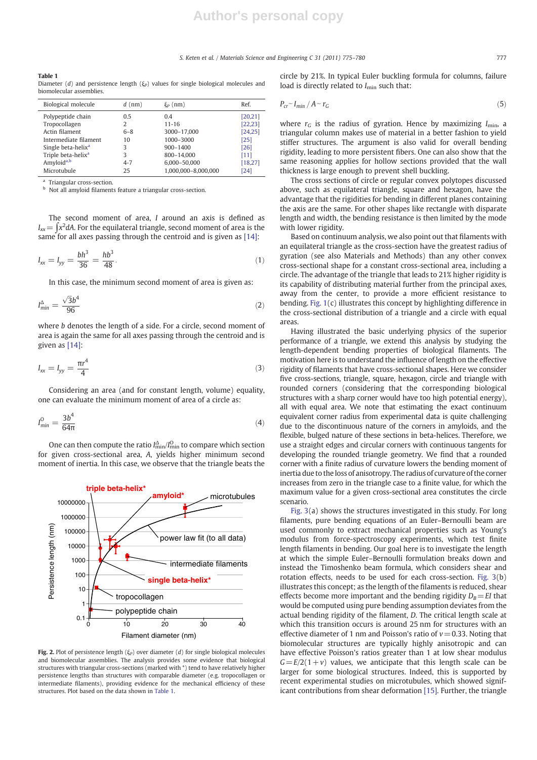**Table 1**
Diameter ($d$) and persistence length ($\xi_P$) values for single biological molecules and biomolecular assemblies.

| Biological molecule | $d$ (nm) | $\xi_P$ (nm) | Ref. |
|---|---|---|---|
| Polypeptide chain | 0.5 | 0.4 | [20,21] |
| Tropocollagen | 2 | 11-16 | [22,23] |
| Actin filament | 6–8 | 3000–17,000 | [24,25] |
| Intermediate filament | 10 | 1000–3000 | [25] |
| Single beta-helix[a] | 3 | 900–1400 | [26] |
| Triple beta-helix[a] | 3 | 800–14,000 | [11] |
| Amyloid[a,b] | 4-7 | 6,000–50,000 | [18,27] |
| Microtubule | 25 | 1,000,000–8,000,000 | [24] |

[a] Triangular cross-section.
[b] Not all amyloid filaments feature a triangular cross-section.

The second moment of area, $I$ around an axis is defined as $I_{xx} = \int x^2 dA$. For the equilateral triangle, second moment of area is the same for all axes passing through the centroid and is given as [14]:

$$I_{xx} = I_{yy} = \frac{bh^3}{36} = \frac{hb^3}{48}. \quad (1)$$

In this case, the minimum second moment of area is given as:

$$I_{min}^{\Delta} = \frac{\sqrt{3}b^4}{96} \quad (2)$$

where $b$ denotes the length of a side. For a circle, second moment of area is again the same for all axes passing through the centroid and is given as [14]:

$$I_{xx} = I_{yy} = \frac{\pi r^4}{4} \quad (3)$$

Considering an area (and for constant length, volume) equality, one can evaluate the minimum moment of area of a circle as:

$$I_{min}^{O} = \frac{3b^4}{64\pi} \quad (4)$$

One can then compute the ratio $I_{min}^{\Delta}/I_{min}^{O}$ to compare which section for given cross-sectional area, $A$, yields higher minimum second moment of inertia. In this case, we observe that the triangle beats the circle by 21%. In typical Euler buckling formula for columns, failure load is directly related to $I_{min}$ such that:

$$P_{cr} \sim I_{min} / A \sim r_G \quad (5)$$

where $r_G$ is the radius of gyration. Hence by maximizing $I_{min}$, a triangular column makes use of material in a better fashion to yield stiffer structures. The argument is also valid for overall bending rigidity, leading to more persistent fibers. One can also show that the same reasoning applies for hollow sections provided that the wall thickness is large enough to prevent shell buckling.

The cross sections of circle or regular convex polytopes discussed above, such as equilateral triangle, square and hexagon, have the advantage that the rigidities for bending in different planes containing the axis are the same. For other shapes like rectangle with disparate length and width, the bending resistance is then limited by the mode with lower rigidity.

Based on continuum analysis, we also point out that filaments with an equilateral triangle as the cross-section have the greatest radius of gyration (see also Materials and Methods) than any other convex cross-sectional shape for a constant cross-sectional area, including a circle. The advantage of the triangle that leads to 21% higher rigidity is its capability of distributing material further from the principal axes, away from the center, to provide a more efficient resistance to bending. Fig. 1(c) illustrates this concept by highlighting difference in the cross-sectional distribution of a triangle and a circle with equal areas.

Having illustrated the basic underlying physics of the superior performance of a triangle, we extend this analysis by studying the length-dependent bending properties of biological filaments. The motivation here is to understand the influence of length on the effective rigidity of filaments that have cross-sectional shapes. Here we consider five cross-sections, triangle, square, hexagon, circle and triangle with rounded corners (considering that the corresponding biological structures with a sharp corner would have too high potential energy), all with equal area. We note that estimating the exact continuum equivalent corner radius from experimental data is quite challenging due to the discontinuous nature of the corners in amyloids, and the flexible, bulged nature of these sections in beta-helices. Therefore, we use a straight edges and circular corners with continuous tangents for developing the rounded triangle geometry. We find that a rounded corner with a finite radius of curvature lowers the bending moment of inertia due to the loss of anisotropy. The radius of curvature of the corner increases from zero in the triangle case to a finite value, for which the maximum value for a given cross-sectional area constitutes the circle scenario.

Fig. 3(a) shows the structures investigated in this study. For long filaments, pure bending equations of an Euler–Bernoulli beam are used commonly to extract mechanical properties such as Young's modulus from force-spectroscopy experiments, which test finite length filaments in bending. Our goal here is to investigate the length at which the simple Euler–Bernoulli formulation breaks down and instead the Timoshenko beam formula, which considers shear and rotation effects, needs to be used for each cross-section. Fig. 3(b) illustrates this concept; as the length of the filaments is reduced, shear effects become more important and the bending rigidity $D_B = EI$ that would be computed using pure bending assumption deviates from the actual bending rigidity of the filament, $D$. The critical length scale at which this transition occurs is around 25 nm for structures with an effective diameter of 1 nm and Poisson's ratio of $v = 0.33$. Noting that biomolecular structures are typically highly anisotropic and can have effective Poisson's ratios greater than 1 at low shear modulus $G = E/2(1+v)$ values, we anticipate that this length scale can be larger for some biological structures. Indeed, this is supported by recent experimental studies on microtubules, which showed significant contributions from shear deformation [15]. Further, the triangle

**Fig. 2.** Plot of persistence length ($\xi_P$) over diameter ($d$) for single biological molecules and biomolecular assemblies. The analysis provides some evidence that biological structures with triangular cross-sections (marked with *) tend to have relatively higher persistence lengths than structures with comparable diameter (e.g. tropocollagen or intermediate filaments), providing evidence for the mechanical efficiency of these structures. Plot based on the data shown in Table 1.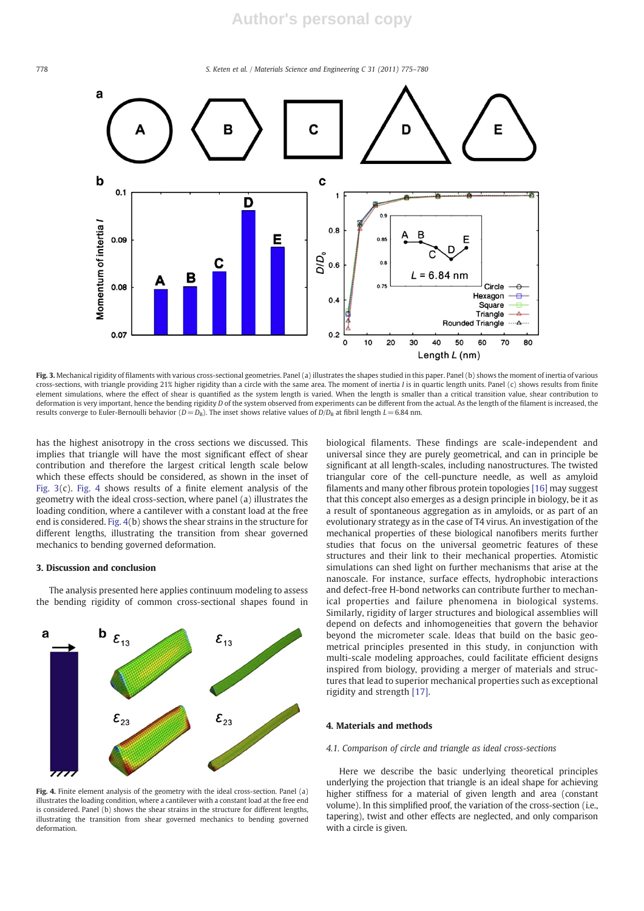Fig. 3. Mechanical rigidity of filaments with various cross-sectional geometries. Panel (a) illustrates the shapes studied in this paper. Panel (b) shows the moment of inertia of various cross-sections, with triangle providing 21% higher rigidity than a circle with the same area. The moment of inertia $I$ is in quartic length units. Panel (c) shows results from finite element simulations, where the effect of shear is quantified as the system length is varied. When the length is smaller than a critical transition value, shear contribution to deformation is very important, hence the bending rigidity $D$ of the system observed from experiments can be different from the actual. As the length of the filament is increased, the results converge to Euler-Bernoulli behavior ($D = D_B$). The inset shows relative values of $D/D_B$ at fibril length $L = 6.84$ nm.

has the highest anisotropy in the cross sections we discussed. This implies that triangle will have the most significant effect of shear contribution and therefore the largest critical length scale below which these effects should be considered, as shown in the inset of Fig. 3(c). Fig. 4 shows results of a finite element analysis of the geometry with the ideal cross-section, where panel (a) illustrates the loading condition, where a cantilever with a constant load at the free end is considered. Fig. 4(b) shows the shear strains in the structure for different lengths, illustrating the transition from shear governed mechanics to bending governed deformation.

## 3. Discussion and conclusion

The analysis presented here applies continuum modeling to assess the bending rigidity of common cross-sectional shapes found in biological filaments. These findings are scale-independent and universal since they are purely geometrical, and can in principle be significant at all length-scales, including nanostructures. The twisted triangular core of the cell-puncture needle, as well as amyloid filaments and many other fibrous protein topologies [16] may suggest that this concept also emerges as a design principle in biology, be it as a result of spontaneous aggregation as in amyloids, or as part of an evolutionary strategy as in the case of T4 virus. An investigation of the mechanical properties of these biological nanofibers merits further studies that focus on the universal geometric features of these structures and their link to their mechanical properties. Atomistic simulations can shed light on further mechanisms that arise at the nanoscale. For instance, surface effects, hydrophobic interactions and defect-free H-bond networks can contribute further to mechanical properties and failure phenomena in biological systems. Similarly, rigidity of larger structures and biological assemblies will depend on defects and inhomogeneities that govern the behavior beyond the micrometer scale. Ideas that build on the basic geometrical principles presented in this study, in conjunction with multi-scale modeling approaches, could facilitate efficient designs inspired from biology, providing a merger of materials and structures that lead to superior mechanical properties such as exceptional rigidity and strength [17].

Fig. 4. Finite element analysis of the geometry with the ideal cross-section. Panel (a) illustrates the loading condition, where a cantilever with a constant load at the free end is considered. Panel (b) shows the shear strains in the structure for different lengths, illustrating the transition from shear governed mechanics to bending governed deformation.

## 4. Materials and methods

### 4.1. Comparison of circle and triangle as ideal cross-sections

Here we describe the basic underlying theoretical principles underlying the projection that triangle is an ideal shape for achieving higher stiffness for a material of given length and area (constant volume). In this simplified proof, the variation of the cross-section (i.e., tapering), twist and other effects are neglected, and only comparison with a circle is given.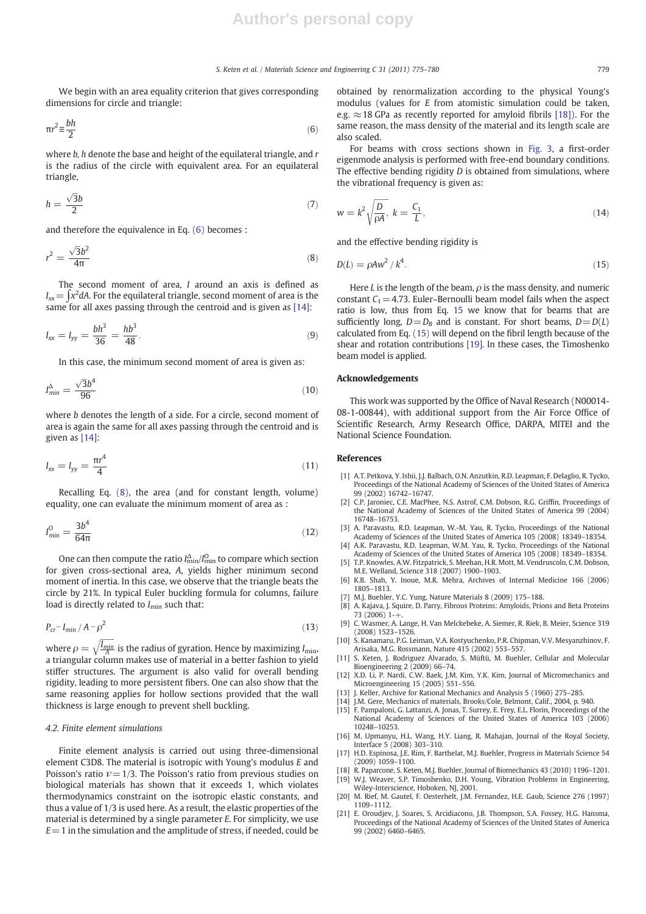We begin with an area equality criterion that gives corresponding dimensions for circle and triangle:

$$\pi r^2 \equiv \frac{bh}{2} \tag{6}$$

where $b$, $h$ denote the base and height of the equilateral triangle, and $r$ is the radius of the circle with equivalent area. For an equilateral triangle,

$$h = \frac{\sqrt{3}b}{2} \tag{7}$$

and therefore the equivalence in Eq. (6) becomes :

$$r^2 = \frac{\sqrt{3}b^2}{4\pi} \tag{8}$$

The second moment of area, $I$ around an axis is defined as $I_{xx} = \int x^2 dA$. For the equilateral triangle, second moment of area is the same for all axes passing through the centroid and is given as [14]:

$$I_{xx} = I_{yy} = \frac{bh^3}{36} = \frac{hb^3}{48}. \tag{9}$$

In this case, the minimum second moment of area is given as:

$$I^{\Delta}_{min} = \frac{\sqrt{3}b^4}{96} \tag{10}$$

where $b$ denotes the length of a side. For a circle, second moment of area is again the same for all axes passing through the centroid and is given as [14]:

$$I_{xx} = I_{yy} = \frac{\pi r^4}{4} \tag{11}$$

Recalling Eq. (8), the area (and for constant length, volume) equality, one can evaluate the minimum moment of area as :

$$I^{O}_{min} = \frac{3b^4}{64\pi} \tag{12}$$

One can then compute the ratio $I^{\Delta}_{\min}/I^{O}_{\min}$ to compare which section for given cross-sectional area, $A$, yields higher minimum second moment of inertia. In this case, we observe that the triangle beats the circle by 21%. In typical Euler buckling formula for columns, failure load is directly related to $I_{\min}$ such that:

$$P_{cr} \sim I_{min} / A \sim \rho^2 \tag{13}$$

where $\rho = \sqrt{\frac{I_{min}}{A}}$ is the radius of gyration. Hence by maximizing $I_{\min}$, a triangular column makes use of material in a better fashion to yield stiffer structures. The argument is also valid for overall bending rigidity, leading to more persistent fibers. One can also show that the same reasoning applies for hollow sections provided that the wall thickness is large enough to prevent shell buckling.

### 4.2. Finite element simulations

Finite element analysis is carried out using three-dimensional element C3D8. The material is isotropic with Young's modulus $E$ and Poisson's ratio $\nu = 1/3$. The Poisson's ratio from previous studies on biological materials has shown that it exceeds 1, which violates thermodynamics constraint on the isotropic elastic constants, and thus a value of 1/3 is used here. As a result, the elastic properties of the material is determined by a single parameter $E$. For simplicity, we use $E = 1$ in the simulation and the amplitude of stress, if needed, could be obtained by renormalization according to the physical Young's modulus (values for $E$ from atomistic simulation could be taken, e.g. $\approx 18$ GPa as recently reported for amyloid fibrils [18]). For the same reason, the mass density of the material and its length scale are also scaled.

For beams with cross sections shown in Fig. 3, a first-order eigenmode analysis is performed with free-end boundary conditions. The effective bending rigidity $D$ is obtained from simulations, where the vibrational frequency is given as:

$$w = k^2 \sqrt{\frac{D}{\rho A}},\ k = \frac{C_1}{L}, \tag{14}$$

and the effective bending rigidity is

$$D(L) = \rho A w^2 / k^4. \tag{15}$$

Here $L$ is the length of the beam, $\rho$ is the mass density, and numeric constant $C_1 = 4.73$. Euler–Bernoulli beam model fails when the aspect ratio is low, thus from Eq. 15 we know that for beams that are sufficiently long, $D = D_B$ and is constant. For short beams, $D = D(L)$ calculated from Eq. (15) will depend on the fibril length because of the shear and rotation contributions [19]. In these cases, the Timoshenko beam model is applied.

## Acknowledgements

This work was supported by the Office of Naval Research (N00014-08-1-00844), with additional support from the Air Force Office of Scientific Research, Army Research Office, DARPA, MITEI and the National Science Foundation.

## References

[1] A.T. Petkova, Y. Ishii, J.J. Balbach, O.N. Anzutkin, R.D. Leapman, F. Delaglio, R. Tycko, Proceedings of the National Academy of Sciences of the United States of America 99 (2002) 16742–16747.
[2] C.P. Jaroniec, C.E. MacPhee, N.S. Astrof, C.M. Dobson, R.G. Griffin, Proceedings of the National Academy of Sciences of the United States of America 99 (2004) 16748–16753.
[3] A. Paravastu, R.D. Leapman, W.-M. Yau, R. Tycko, Proceedings of the National Academy of Sciences of the United States of America 105 (2008) 18349–18354.
[4] A.K. Paravastu, R.D. Leapman, W.M. Yau, R. Tycko, Proceedings of the National Academy of Sciences of the United States of America 105 (2008) 18349–18354.
[5] T.P. Knowles, A.W. Fitzpatrick, S. Meehan, H.R. Mott, M. Vendruscolo, C.M. Dobson, M.E. Welland, Science 318 (2007) 1900–1903.
[6] K.B. Shah, Y. Inoue, M.R. Mehra, Archives of Internal Medicine 166 (2006) 1805–1813.
[7] M.J. Buehler, Y.C. Yung, Nature Materials 8 (2009) 175–188.
[8] A. Kajava, J. Squire, D. Parry, Fibrous Proteins: Amyloids, Prions and Beta Proteins 73 (2006) 1-+.
[9] C. Wasmer, A. Lange, H. Van Melckebeke, A. Siemer, R. Riek, B. Meier, Science 319 (2008) 1523–1526.
[10] S. Kanamaru, P.G. Leiman, V.A. Kostyuchenko, P.R. Chipman, V.V. Mesyanzhinov, F. Arisaka, M.G. Rossmann, Nature 415 (2002) 553–557.
[11] S. Keten, J. Rodriguez Alvarado, S. Müftü, M. Buehler, Cellular and Molecular Bioengineering 2 (2009) 66–74.
[12] X.D. Li, P. Nardi, C.W. Baek, J.M. Kim, Y.K. Kim, Journal of Micromechanics and Microengineering 15 (2005) 551–556.
[13] J. Keller, Archive for Rational Mechanics and Analysis 5 (1960) 275–285.
[14] J.M. Gere, Mechanics of materials, Brooks/Cole, Belmont, Calif., 2004, p. 940.
[15] F. Pampaloni, G. Lattanzi, A. Jonas, T. Surrey, E. Frey, E.L. Florin, Proceedings of the National Academy of Sciences of the United States of America 103 (2006) 10248–10253.
[16] M. Upmanyu, H.L. Wang, H.Y. Liang, R. Mahajan, Journal of the Royal Society, Interface 5 (2008) 303–310.
[17] H.D. Espinosa, J.E. Rim, F. Barthelat, M.J. Buehler, Progress in Materials Science 54 (2009) 1059–1100.
[18] R. Paparcone, S. Keten, M.J. Buehler, Journal of Biomechanics 43 (2010) 1196–1201.
[19] W.J. Weaver, S.P. Timoshenko, D.H. Young, Vibration Problems in Engineering, Wiley-Interscience, Hoboken, NJ, 2001.
[20] M. Rief, M. Gautel, F. Oesterhelt, J.M. Fernandez, H.E. Gaub, Science 276 (1997) 1109–1112.
[21] E. Oroudjev, J. Soares, S. Arcidiacono, J.B. Thompson, S.A. Fossey, H.G. Hansma, Proceedings of the National Academy of Sciences of the United States of America 99 (2002) 6460–6465.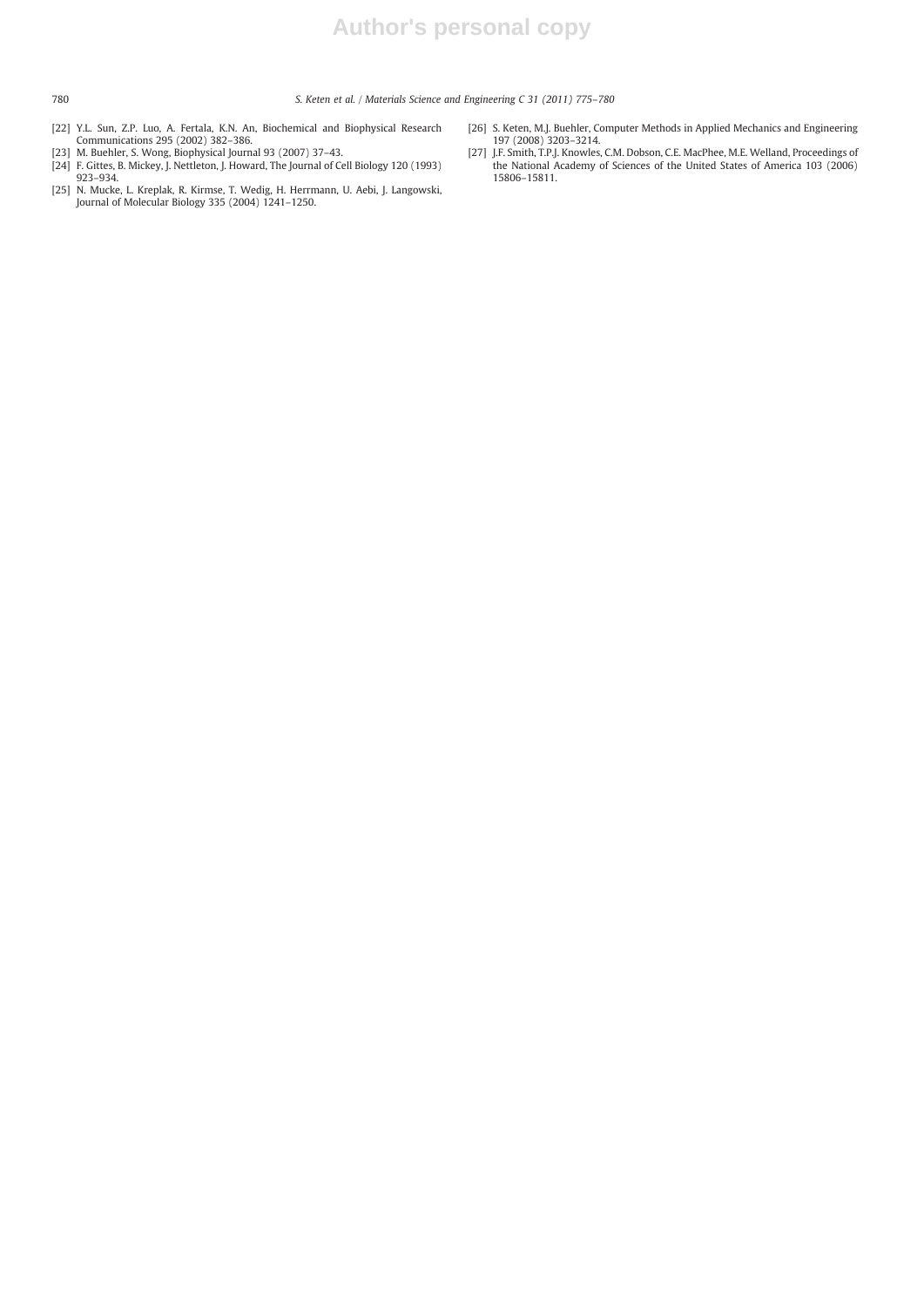[22] Y.L. Sun, Z.P. Luo, A. Fertala, K.N. An, Biochemical and Biophysical Research Communications 295 (2002) 382–386.

[23] M. Buehler, S. Wong, Biophysical Journal 93 (2007) 37–43.

[24] F. Gittes, B. Mickey, J. Nettleton, J. Howard, The Journal of Cell Biology 120 (1993) 923–934.

[25] N. Mucke, L. Kreplak, R. Kirmse, T. Wedig, H. Herrmann, U. Aebi, J. Langowski, Journal of Molecular Biology 335 (2004) 1241–1250.

[26] S. Keten, M.J. Buehler, Computer Methods in Applied Mechanics and Engineering 197 (2008) 3203–3214.

[27] J.F. Smith, T.P.J. Knowles, C.M. Dobson, C.E. MacPhee, M.E. Welland, Proceedings of the National Academy of Sciences of the United States of America 103 (2006) 15806–15811.